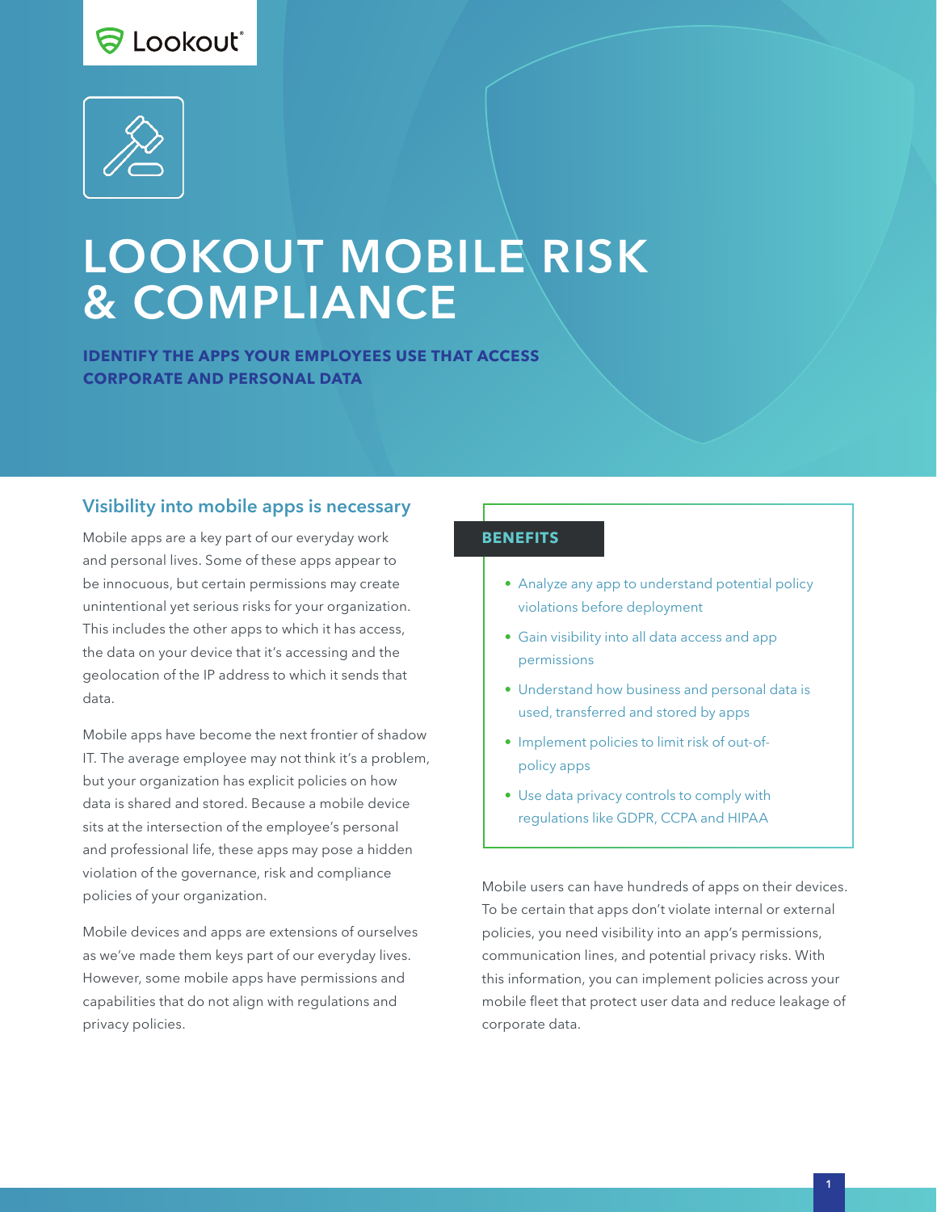Lookout

# LOOKOUT MOBILE RISK & COMPLIANCE

**IDENTIFY THE APPS YOUR EMPLOYEES USE THAT ACCESS CORPORATE AND PERSONAL DATA**

## Visibility into mobile apps is necessary

Mobile apps are a key part of our everyday work and personal lives. Some of these apps appear to be innocuous, but certain permissions may create unintentional yet serious risks for your organization. This includes the other apps to which it has access, the data on your device that it's accessing and the geolocation of the IP address to which it sends that data.

Mobile apps have become the next frontier of shadow IT. The average employee may not think it's a problem, but your organization has explicit policies on how data is shared and stored. Because a mobile device sits at the intersection of the employee's personal and professional life, these apps may pose a hidden violation of the governance, risk and compliance policies of your organization.

Mobile devices and apps are extensions of ourselves as we've made them keys part of our everyday lives. However, some mobile apps have permissions and capabilities that do not align with regulations and privacy policies.

**BENEFITS**

- Analyze any app to understand potential policy violations before deployment
- Gain visibility into all data access and app permissions
- Understand how business and personal data is used, transferred and stored by apps
- Implement policies to limit risk of out-of-policy apps
- Use data privacy controls to comply with regulations like GDPR, CCPA and HIPAA

Mobile users can have hundreds of apps on their devices. To be certain that apps don't violate internal or external policies, you need visibility into an app's permissions, communication lines, and potential privacy risks. With this information, you can implement policies across your mobile fleet that protect user data and reduce leakage of corporate data.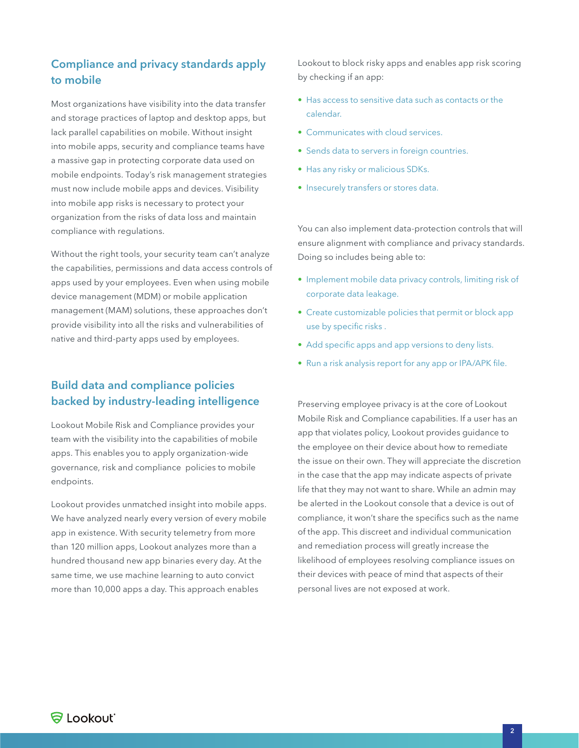## Compliance and privacy standards apply to mobile

Most organizations have visibility into the data transfer and storage practices of laptop and desktop apps, but lack parallel capabilities on mobile. Without insight into mobile apps, security and compliance teams have a massive gap in protecting corporate data used on mobile endpoints. Today's risk management strategies must now include mobile apps and devices. Visibility into mobile app risks is necessary to protect your organization from the risks of data loss and maintain compliance with regulations.

Without the right tools, your security team can't analyze the capabilities, permissions and data access controls of apps used by your employees. Even when using mobile device management (MDM) or mobile application management (MAM) solutions, these approaches don't provide visibility into all the risks and vulnerabilities of native and third-party apps used by employees.

## Build data and compliance policies backed by industry-leading intelligence

Lookout Mobile Risk and Compliance provides your team with the visibility into the capabilities of mobile apps. This enables you to apply organization-wide governance, risk and compliance policies to mobile endpoints.

Lookout provides unmatched insight into mobile apps. We have analyzed nearly every version of every mobile app in existence. With security telemetry from more than 120 million apps, Lookout analyzes more than a hundred thousand new app binaries every day. At the same time, we use machine learning to auto convict more than 10,000 apps a day. This approach enables Lookout to block risky apps and enables app risk scoring by checking if an app:

- Has access to sensitive data such as contacts or the calendar.
- Communicates with cloud services.
- Sends data to servers in foreign countries.
- Has any risky or malicious SDKs.
- Insecurely transfers or stores data.

You can also implement data-protection controls that will ensure alignment with compliance and privacy standards. Doing so includes being able to:

- Implement mobile data privacy controls, limiting risk of corporate data leakage.
- Create customizable policies that permit or block app use by specific risks .
- Add specific apps and app versions to deny lists.
- Run a risk analysis report for any app or IPA/APK file.

Preserving employee privacy is at the core of Lookout Mobile Risk and Compliance capabilities. If a user has an app that violates policy, Lookout provides guidance to the employee on their device about how to remediate the issue on their own. They will appreciate the discretion in the case that the app may indicate aspects of private life that they may not want to share. While an admin may be alerted in the Lookout console that a device is out of compliance, it won't share the specifics such as the name of the app. This discreet and individual communication and remediation process will greatly increase the likelihood of employees resolving compliance issues on their devices with peace of mind that aspects of their personal lives are not exposed at work.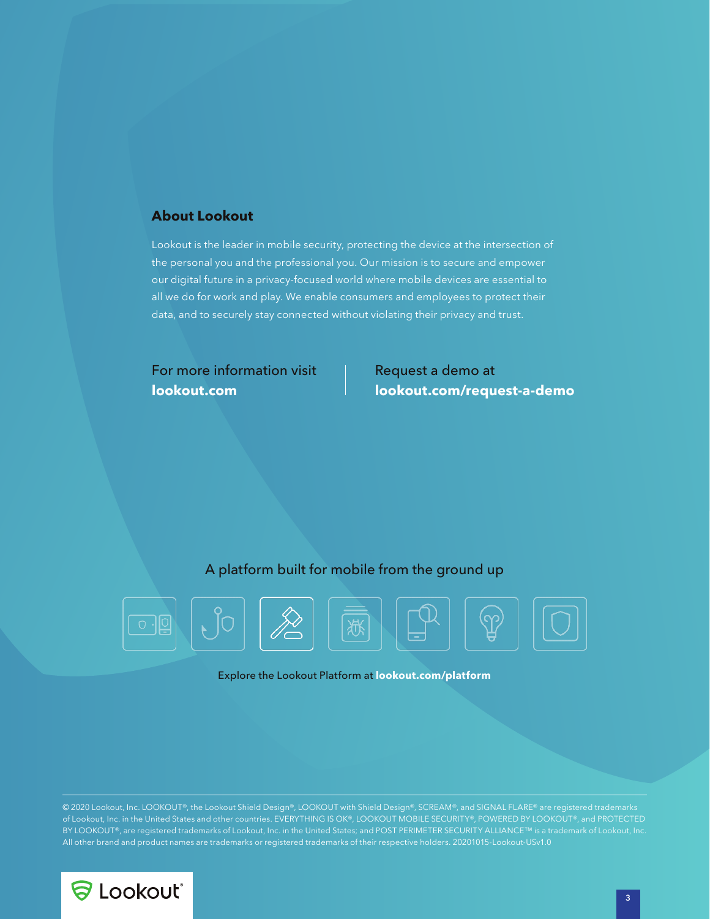## About Lookout

Lookout is the leader in mobile security, protecting the device at the intersection of the personal you and the professional you. Our mission is to secure and empower our digital future in a privacy-focused world where mobile devices are essential to all we do for work and play. We enable consumers and employees to protect their data, and to securely stay connected without violating their privacy and trust.

For more information visit **lookout.com**

Request a demo at **lookout.com/request-a-demo**

A platform built for mobile from the ground up

Explore the Lookout Platform at **lookout.com/platform**

© 2020 Lookout, Inc. LOOKOUT®, the Lookout Shield Design®, LOOKOUT with Shield Design®, SCREAM®, and SIGNAL FLARE® are registered trademarks of Lookout, Inc. in the United States and other countries. EVERYTHING IS OK®, LOOKOUT MOBILE SECURITY®, POWERED BY LOOKOUT®, and PROTECTED BY LOOKOUT®, are registered trademarks of Lookout, Inc. in the United States; and POST PERIMETER SECURITY ALLIANCE™ is a trademark of Lookout, Inc. All other brand and product names are trademarks or registered trademarks of their respective holders. 20201015-Lookout-USv1.0

Lookout